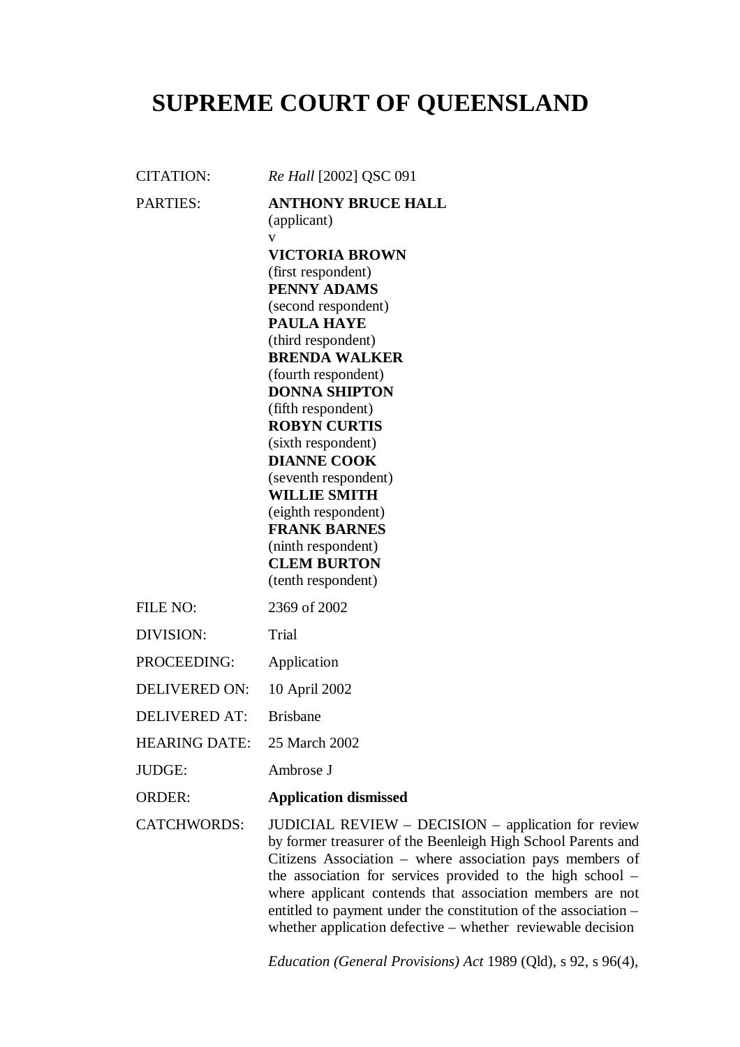# SUPREME COURT OF QUEENSLAND

| | |
|---|---|
| CITATION: | *Re Hall* [2002] QSC 091 |
| PARTIES: | **ANTHONY BRUCE HALL**<br>(applicant)<br>v<br>**VICTORIA BROWN**<br>(first respondent)<br>**PENNY ADAMS**<br>(second respondent)<br>**PAULA HAYE**<br>(third respondent)<br>**BRENDA WALKER**<br>(fourth respondent)<br>**DONNA SHIPTON**<br>(fifth respondent)<br>**ROBYN CURTIS**<br>(sixth respondent)<br>**DIANNE COOK**<br>(seventh respondent)<br>**WILLIE SMITH**<br>(eighth respondent)<br>**FRANK BARNES**<br>(ninth respondent)<br>**CLEM BURTON**<br>(tenth respondent) |
| FILE NO: | 2369 of 2002 |
| DIVISION: | Trial |
| PROCEEDING: | Application |
| DELIVERED ON: | 10 April 2002 |
| DELIVERED AT: | Brisbane |
| HEARING DATE: | 25 March 2002 |
| JUDGE: | Ambrose J |
| ORDER: | **Application dismissed** |
| CATCHWORDS: | JUDICIAL REVIEW – DECISION – application for review by former treasurer of the Beenleigh High School Parents and Citizens Association – where association pays members of the association for services provided to the high school – where applicant contends that association members are not entitled to payment under the constitution of the association – whether application defective – whether reviewable decision<br><br>*Education (General Provisions) Act* 1989 (Qld), s 92, s 96(4), |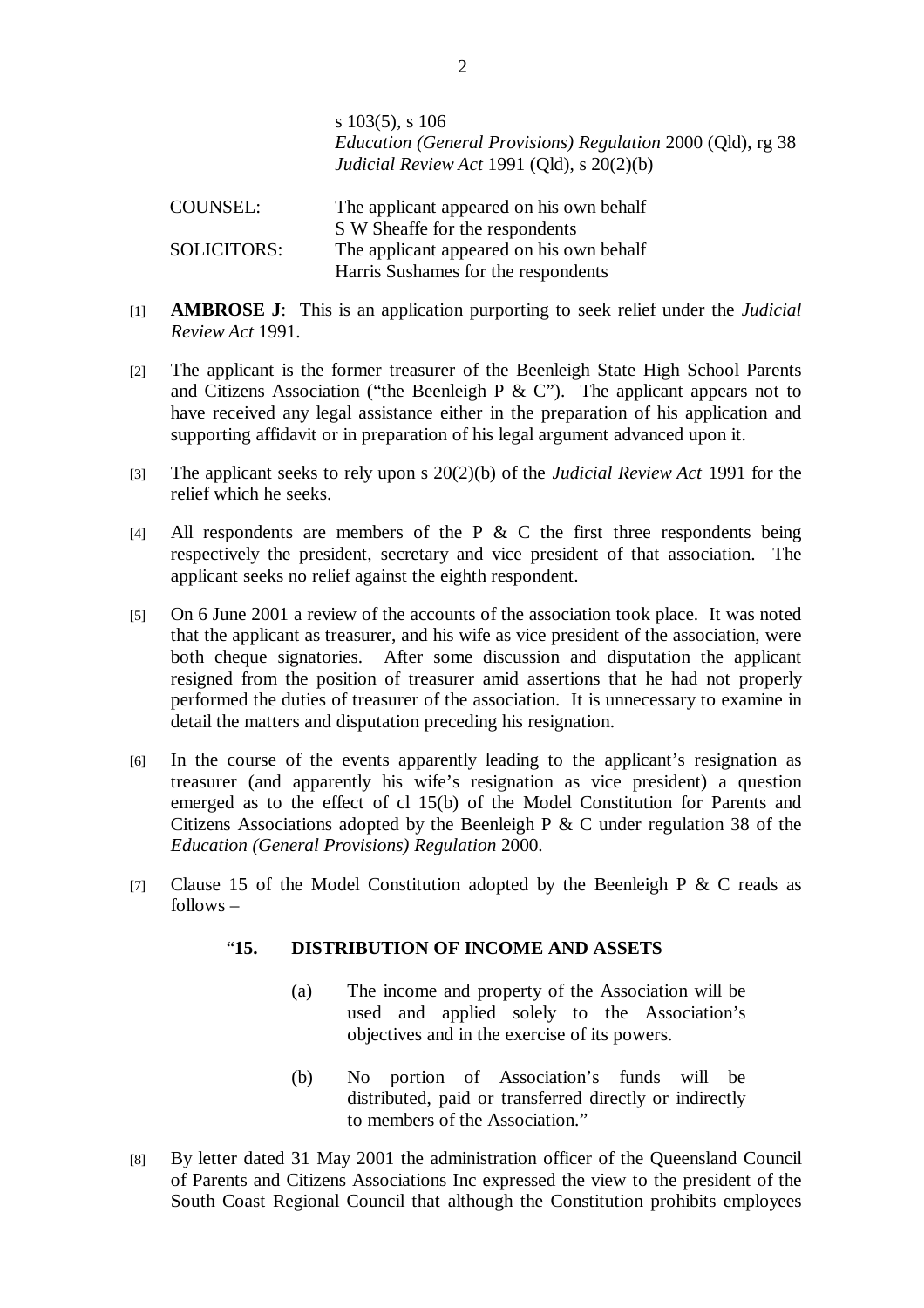s 103(5), s 106
*Education (General Provisions) Regulation* 2000 (Qld), rg 38
*Judicial Review Act* 1991 (Qld), s 20(2)(b)

| | |
|---|---|
| COUNSEL: | The applicant appeared on his own behalf<br>S W Sheaffe for the respondents |
| SOLICITORS: | The applicant appeared on his own behalf<br>Harris Sushames for the respondents |

[1] **AMBROSE J**: This is an application purporting to seek relief under the *Judicial Review Act* 1991.

[2] The applicant is the former treasurer of the Beenleigh State High School Parents and Citizens Association ("the Beenleigh P & C"). The applicant appears not to have received any legal assistance either in the preparation of his application and supporting affidavit or in preparation of his legal argument advanced upon it.

[3] The applicant seeks to rely upon s 20(2)(b) of the *Judicial Review Act* 1991 for the relief which he seeks.

[4] All respondents are members of the P & C the first three respondents being respectively the president, secretary and vice president of that association. The applicant seeks no relief against the eighth respondent.

[5] On 6 June 2001 a review of the accounts of the association took place. It was noted that the applicant as treasurer, and his wife as vice president of the association, were both cheque signatories. After some discussion and disputation the applicant resigned from the position of treasurer amid assertions that he had not properly performed the duties of treasurer of the association. It is unnecessary to examine in detail the matters and disputation preceding his resignation.

[6] In the course of the events apparently leading to the applicant's resignation as treasurer (and apparently his wife's resignation as vice president) a question emerged as to the effect of cl 15(b) of the Model Constitution for Parents and Citizens Associations adopted by the Beenleigh P & C under regulation 38 of the *Education (General Provisions) Regulation* 2000.

[7] Clause 15 of the Model Constitution adopted by the Beenleigh P & C reads as follows –

> "**15. DISTRIBUTION OF INCOME AND ASSETS**
>
> (a) The income and property of the Association will be used and applied solely to the Association's objectives and in the exercise of its powers.
>
> (b) No portion of Association's funds will be distributed, paid or transferred directly or indirectly to members of the Association."

[8] By letter dated 31 May 2001 the administration officer of the Queensland Council of Parents and Citizens Associations Inc expressed the view to the president of the South Coast Regional Council that although the Constitution prohibits employees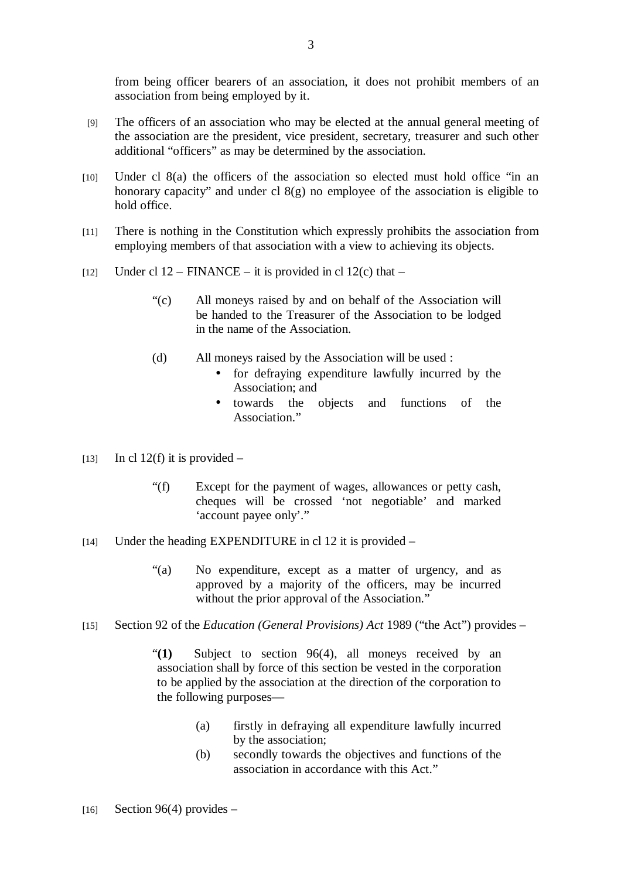from being officer bearers of an association, it does not prohibit members of an association from being employed by it.

[9] The officers of an association who may be elected at the annual general meeting of the association are the president, vice president, secretary, treasurer and such other additional "officers" as may be determined by the association.

[10] Under cl 8(a) the officers of the association so elected must hold office "in an honorary capacity" and under cl 8(g) no employee of the association is eligible to hold office.

[11] There is nothing in the Constitution which expressly prohibits the association from employing members of that association with a view to achieving its objects.

[12] Under cl 12 – FINANCE – it is provided in cl 12(c) that –

> "(c) All moneys raised by and on behalf of the Association will be handed to the Treasurer of the Association to be lodged in the name of the Association.
>
> (d) All moneys raised by the Association will be used :
> - for defraying expenditure lawfully incurred by the Association; and
> - towards the objects and functions of the Association."

[13] In cl 12(f) it is provided –

> "(f) Except for the payment of wages, allowances or petty cash, cheques will be crossed 'not negotiable' and marked 'account payee only'."

[14] Under the heading EXPENDITURE in cl 12 it is provided –

> "(a) No expenditure, except as a matter of urgency, and as approved by a majority of the officers, may be incurred without the prior approval of the Association."

[15] Section 92 of the *Education (General Provisions) Act* 1989 ("the Act") provides –

> "**(1)** Subject to section 96(4), all moneys received by an association shall by force of this section be vested in the corporation to be applied by the association at the direction of the corporation to the following purposes—
>
> (a) firstly in defraying all expenditure lawfully incurred by the association;
>
> (b) secondly towards the objectives and functions of the association in accordance with this Act."

[16] Section 96(4) provides –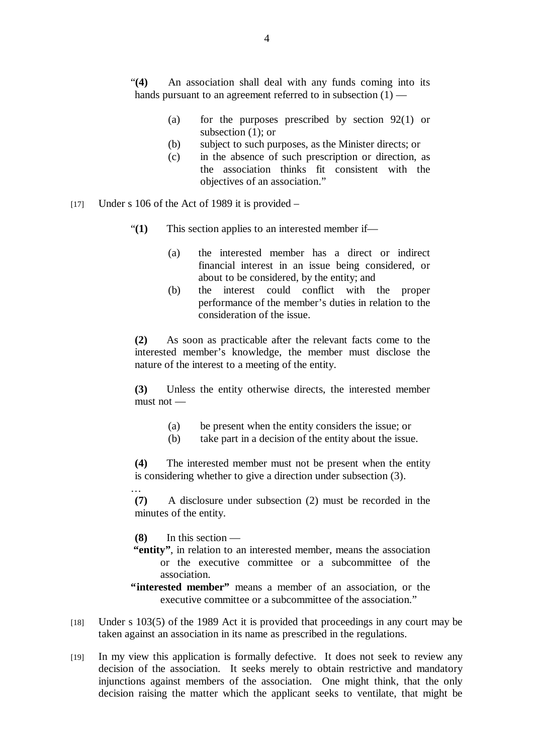> "**(4)** An association shall deal with any funds coming into its hands pursuant to an agreement referred to in subsection (1) —
>
> (a) for the purposes prescribed by section 92(1) or subsection (1); or
> (b) subject to such purposes, as the Minister directs; or
> (c) in the absence of such prescription or direction, as the association thinks fit consistent with the objectives of an association."

[17] Under s 106 of the Act of 1989 it is provided –

> "**(1)** This section applies to an interested member if—
>
> (a) the interested member has a direct or indirect financial interest in an issue being considered, or about to be considered, by the entity; and
> (b) the interest could conflict with the proper performance of the member's duties in relation to the consideration of the issue.
>
> **(2)** As soon as practicable after the relevant facts come to the interested member's knowledge, the member must disclose the nature of the interest to a meeting of the entity.
>
> **(3)** Unless the entity otherwise directs, the interested member must not —
>
> (a) be present when the entity considers the issue; or
> (b) take part in a decision of the entity about the issue.
>
> **(4)** The interested member must not be present when the entity is considering whether to give a direction under subsection (3).
>
> …
>
> **(7)** A disclosure under subsection (2) must be recorded in the minutes of the entity.
>
> **(8)** In this section —
>
> **"entity"**, in relation to an interested member, means the association or the executive committee or a subcommittee of the association.
>
> **"interested member"** means a member of an association, or the executive committee or a subcommittee of the association."

[18] Under s 103(5) of the 1989 Act it is provided that proceedings in any court may be taken against an association in its name as prescribed in the regulations.

[19] In my view this application is formally defective. It does not seek to review any decision of the association. It seeks merely to obtain restrictive and mandatory injunctions against members of the association. One might think, that the only decision raising the matter which the applicant seeks to ventilate, that might be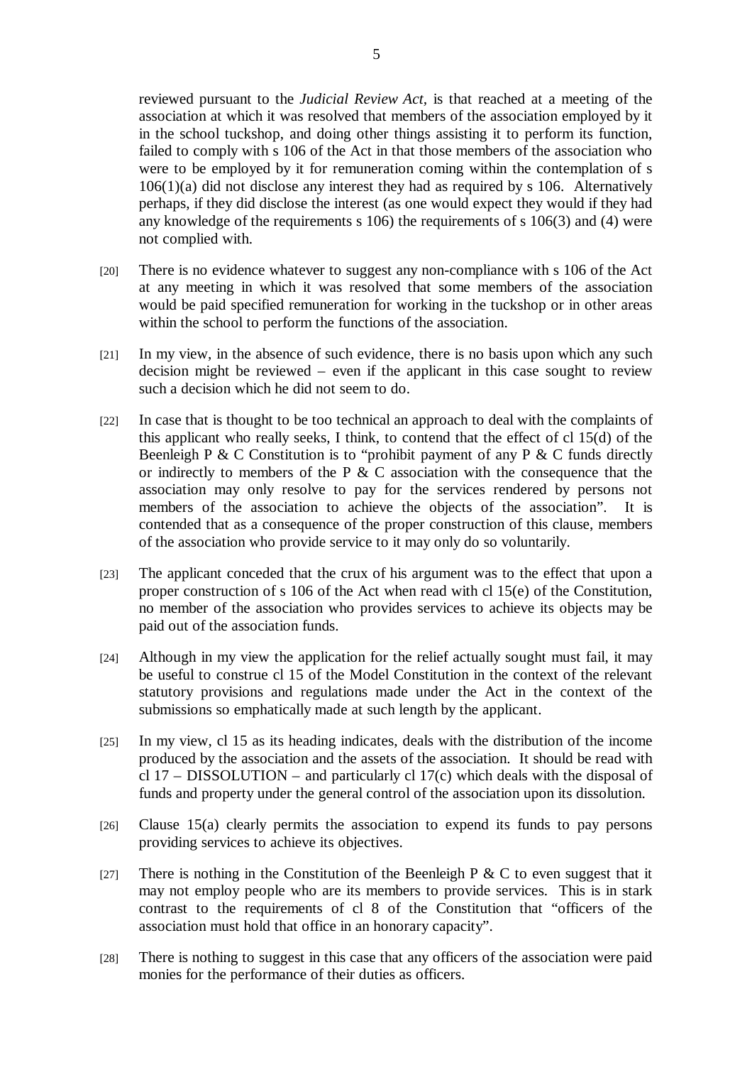reviewed pursuant to the *Judicial Review Act*, is that reached at a meeting of the association at which it was resolved that members of the association employed by it in the school tuckshop, and doing other things assisting it to perform its function, failed to comply with s 106 of the Act in that those members of the association who were to be employed by it for remuneration coming within the contemplation of s 106(1)(a) did not disclose any interest they had as required by s 106. Alternatively perhaps, if they did disclose the interest (as one would expect they would if they had any knowledge of the requirements s 106) the requirements of s 106(3) and (4) were not complied with.

[20] There is no evidence whatever to suggest any non-compliance with s 106 of the Act at any meeting in which it was resolved that some members of the association would be paid specified remuneration for working in the tuckshop or in other areas within the school to perform the functions of the association.

[21] In my view, in the absence of such evidence, there is no basis upon which any such decision might be reviewed – even if the applicant in this case sought to review such a decision which he did not seem to do.

[22] In case that is thought to be too technical an approach to deal with the complaints of this applicant who really seeks, I think, to contend that the effect of cl 15(d) of the Beenleigh P & C Constitution is to "prohibit payment of any P & C funds directly or indirectly to members of the P & C association with the consequence that the association may only resolve to pay for the services rendered by persons not members of the association to achieve the objects of the association". It is contended that as a consequence of the proper construction of this clause, members of the association who provide service to it may only do so voluntarily.

[23] The applicant conceded that the crux of his argument was to the effect that upon a proper construction of s 106 of the Act when read with cl 15(e) of the Constitution, no member of the association who provides services to achieve its objects may be paid out of the association funds.

[24] Although in my view the application for the relief actually sought must fail, it may be useful to construe cl 15 of the Model Constitution in the context of the relevant statutory provisions and regulations made under the Act in the context of the submissions so emphatically made at such length by the applicant.

[25] In my view, cl 15 as its heading indicates, deals with the distribution of the income produced by the association and the assets of the association. It should be read with cl 17 – DISSOLUTION – and particularly cl 17(c) which deals with the disposal of funds and property under the general control of the association upon its dissolution.

[26] Clause 15(a) clearly permits the association to expend its funds to pay persons providing services to achieve its objectives.

[27] There is nothing in the Constitution of the Beenleigh P & C to even suggest that it may not employ people who are its members to provide services. This is in stark contrast to the requirements of cl 8 of the Constitution that "officers of the association must hold that office in an honorary capacity".

[28] There is nothing to suggest in this case that any officers of the association were paid monies for the performance of their duties as officers.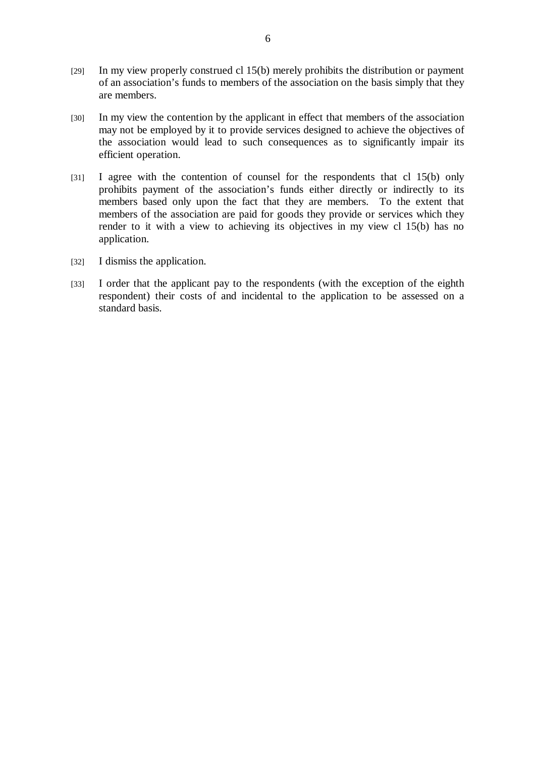[29] In my view properly construed cl 15(b) merely prohibits the distribution or payment of an association's funds to members of the association on the basis simply that they are members.

[30] In my view the contention by the applicant in effect that members of the association may not be employed by it to provide services designed to achieve the objectives of the association would lead to such consequences as to significantly impair its efficient operation.

[31] I agree with the contention of counsel for the respondents that cl 15(b) only prohibits payment of the association's funds either directly or indirectly to its members based only upon the fact that they are members. To the extent that members of the association are paid for goods they provide or services which they render to it with a view to achieving its objectives in my view cl 15(b) has no application.

[32] I dismiss the application.

[33] I order that the applicant pay to the respondents (with the exception of the eighth respondent) their costs of and incidental to the application to be assessed on a standard basis.